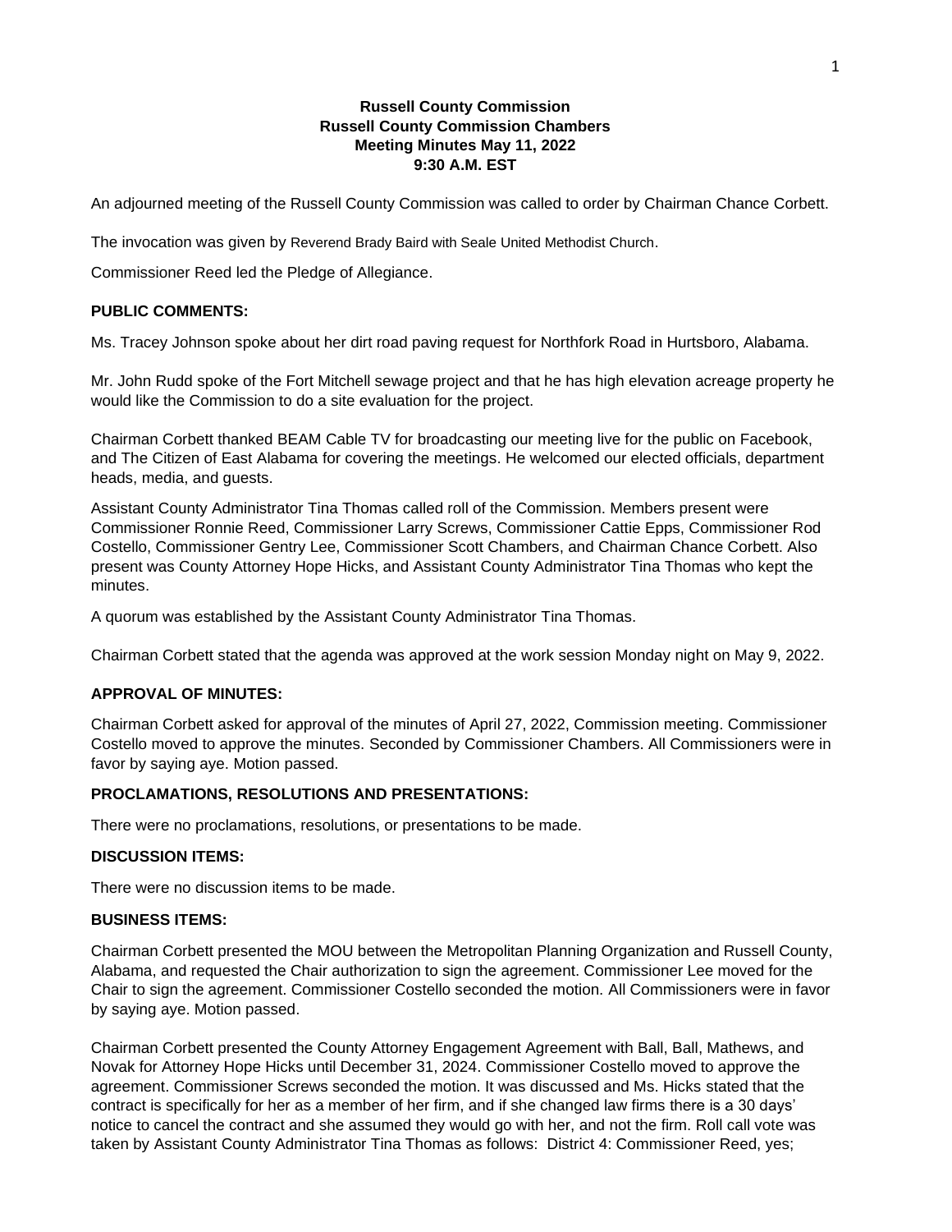# Russell County Commission
## Russell County Commission Chambers
## Meeting Minutes May 11, 2022
## 9:30 A.M. EST

An adjourned meeting of the Russell County Commission was called to order by Chairman Chance Corbett.

The invocation was given by Reverend Brady Baird with Seale United Methodist Church.

Commissioner Reed led the Pledge of Allegiance.

**PUBLIC COMMENTS:**

Ms. Tracey Johnson spoke about her dirt road paving request for Northfork Road in Hurtsboro, Alabama.

Mr. John Rudd spoke of the Fort Mitchell sewage project and that he has high elevation acreage property he would like the Commission to do a site evaluation for the project.

Chairman Corbett thanked BEAM Cable TV for broadcasting our meeting live for the public on Facebook, and The Citizen of East Alabama for covering the meetings. He welcomed our elected officials, department heads, media, and guests.

Assistant County Administrator Tina Thomas called roll of the Commission. Members present were Commissioner Ronnie Reed, Commissioner Larry Screws, Commissioner Cattie Epps, Commissioner Rod Costello, Commissioner Gentry Lee, Commissioner Scott Chambers, and Chairman Chance Corbett. Also present was County Attorney Hope Hicks, and Assistant County Administrator Tina Thomas who kept the minutes.

A quorum was established by the Assistant County Administrator Tina Thomas.

Chairman Corbett stated that the agenda was approved at the work session Monday night on May 9, 2022.

**APPROVAL OF MINUTES:**

Chairman Corbett asked for approval of the minutes of April 27, 2022, Commission meeting. Commissioner Costello moved to approve the minutes. Seconded by Commissioner Chambers. All Commissioners were in favor by saying aye. Motion passed.

**PROCLAMATIONS, RESOLUTIONS AND PRESENTATIONS:**

There were no proclamations, resolutions, or presentations to be made.

**DISCUSSION ITEMS:**

There were no discussion items to be made.

**BUSINESS ITEMS:**

Chairman Corbett presented the MOU between the Metropolitan Planning Organization and Russell County, Alabama, and requested the Chair authorization to sign the agreement. Commissioner Lee moved for the Chair to sign the agreement. Commissioner Costello seconded the motion. All Commissioners were in favor by saying aye. Motion passed.

Chairman Corbett presented the County Attorney Engagement Agreement with Ball, Ball, Mathews, and Novak for Attorney Hope Hicks until December 31, 2024. Commissioner Costello moved to approve the agreement. Commissioner Screws seconded the motion. It was discussed and Ms. Hicks stated that the contract is specifically for her as a member of her firm, and if she changed law firms there is a 30 days' notice to cancel the contract and she assumed they would go with her, and not the firm. Roll call vote was taken by Assistant County Administrator Tina Thomas as follows: District 4: Commissioner Reed, yes;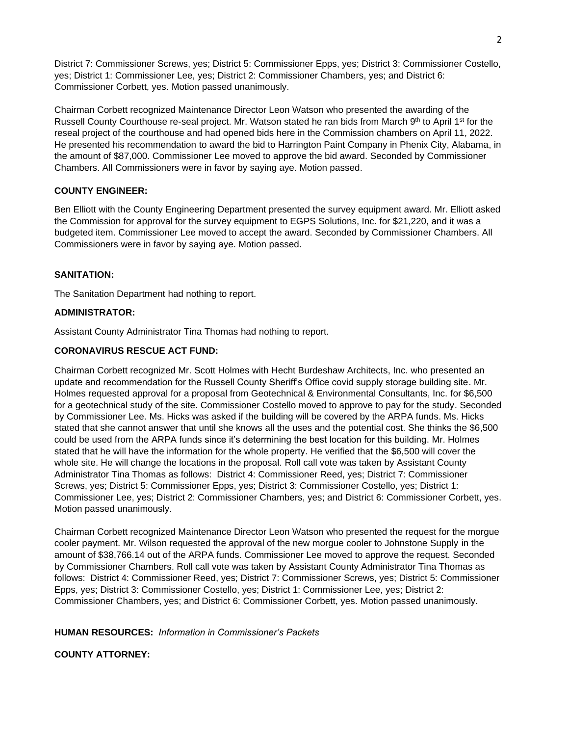District 7: Commissioner Screws, yes; District 5: Commissioner Epps, yes; District 3: Commissioner Costello, yes; District 1: Commissioner Lee, yes; District 2: Commissioner Chambers, yes; and District 6: Commissioner Corbett, yes. Motion passed unanimously.

Chairman Corbett recognized Maintenance Director Leon Watson who presented the awarding of the Russell County Courthouse re-seal project. Mr. Watson stated he ran bids from March 9th to April 1st for the reseal project of the courthouse and had opened bids here in the Commission chambers on April 11, 2022. He presented his recommendation to award the bid to Harrington Paint Company in Phenix City, Alabama, in the amount of $87,000. Commissioner Lee moved to approve the bid award. Seconded by Commissioner Chambers. All Commissioners were in favor by saying aye. Motion passed.

**COUNTY ENGINEER:**

Ben Elliott with the County Engineering Department presented the survey equipment award. Mr. Elliott asked the Commission for approval for the survey equipment to EGPS Solutions, Inc. for $21,220, and it was a budgeted item. Commissioner Lee moved to accept the award. Seconded by Commissioner Chambers. All Commissioners were in favor by saying aye. Motion passed.

**SANITATION:**

The Sanitation Department had nothing to report.

**ADMINISTRATOR:**

Assistant County Administrator Tina Thomas had nothing to report.

**CORONAVIRUS RESCUE ACT FUND:**

Chairman Corbett recognized Mr. Scott Holmes with Hecht Burdeshaw Architects, Inc. who presented an update and recommendation for the Russell County Sheriff's Office covid supply storage building site. Mr. Holmes requested approval for a proposal from Geotechnical & Environmental Consultants, Inc. for $6,500 for a geotechnical study of the site. Commissioner Costello moved to approve to pay for the study. Seconded by Commissioner Lee. Ms. Hicks was asked if the building will be covered by the ARPA funds. Ms. Hicks stated that she cannot answer that until she knows all the uses and the potential cost. She thinks the $6,500 could be used from the ARPA funds since it's determining the best location for this building. Mr. Holmes stated that he will have the information for the whole property. He verified that the $6,500 will cover the whole site. He will change the locations in the proposal. Roll call vote was taken by Assistant County Administrator Tina Thomas as follows: District 4: Commissioner Reed, yes; District 7: Commissioner Screws, yes; District 5: Commissioner Epps, yes; District 3: Commissioner Costello, yes; District 1: Commissioner Lee, yes; District 2: Commissioner Chambers, yes; and District 6: Commissioner Corbett, yes. Motion passed unanimously.

Chairman Corbett recognized Maintenance Director Leon Watson who presented the request for the morgue cooler payment. Mr. Wilson requested the approval of the new morgue cooler to Johnstone Supply in the amount of $38,766.14 out of the ARPA funds. Commissioner Lee moved to approve the request. Seconded by Commissioner Chambers. Roll call vote was taken by Assistant County Administrator Tina Thomas as follows: District 4: Commissioner Reed, yes; District 7: Commissioner Screws, yes; District 5: Commissioner Epps, yes; District 3: Commissioner Costello, yes; District 1: Commissioner Lee, yes; District 2: Commissioner Chambers, yes; and District 6: Commissioner Corbett, yes. Motion passed unanimously.

**HUMAN RESOURCES:** *Information in Commissioner's Packets*

**COUNTY ATTORNEY:**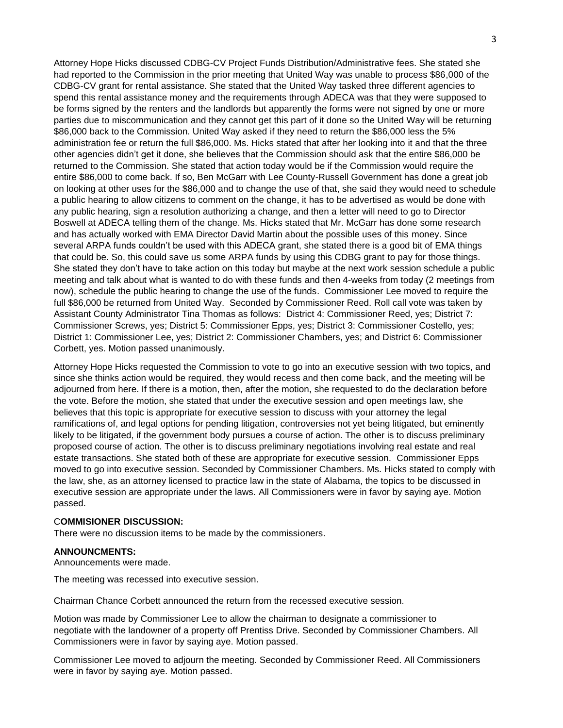Attorney Hope Hicks discussed CDBG-CV Project Funds Distribution/Administrative fees. She stated she had reported to the Commission in the prior meeting that United Way was unable to process $86,000 of the CDBG-CV grant for rental assistance. She stated that the United Way tasked three different agencies to spend this rental assistance money and the requirements through ADECA was that they were supposed to be forms signed by the renters and the landlords but apparently the forms were not signed by one or more parties due to miscommunication and they cannot get this part of it done so the United Way will be returning $86,000 back to the Commission. United Way asked if they need to return the $86,000 less the 5% administration fee or return the full $86,000. Ms. Hicks stated that after her looking into it and that the three other agencies didn't get it done, she believes that the Commission should ask that the entire $86,000 be returned to the Commission. She stated that action today would be if the Commission would require the entire $86,000 to come back. If so, Ben McGarr with Lee County-Russell Government has done a great job on looking at other uses for the $86,000 and to change the use of that, she said they would need to schedule a public hearing to allow citizens to comment on the change, it has to be advertised as would be done with any public hearing, sign a resolution authorizing a change, and then a letter will need to go to Director Boswell at ADECA telling them of the change. Ms. Hicks stated that Mr. McGarr has done some research and has actually worked with EMA Director David Martin about the possible uses of this money. Since several ARPA funds couldn't be used with this ADECA grant, she stated there is a good bit of EMA things that could be. So, this could save us some ARPA funds by using this CDBG grant to pay for those things. She stated they don't have to take action on this today but maybe at the next work session schedule a public meeting and talk about what is wanted to do with these funds and then 4-weeks from today (2 meetings from now), schedule the public hearing to change the use of the funds. Commissioner Lee moved to require the full $86,000 be returned from United Way. Seconded by Commissioner Reed. Roll call vote was taken by Assistant County Administrator Tina Thomas as follows: District 4: Commissioner Reed, yes; District 7: Commissioner Screws, yes; District 5: Commissioner Epps, yes; District 3: Commissioner Costello, yes; District 1: Commissioner Lee, yes; District 2: Commissioner Chambers, yes; and District 6: Commissioner Corbett, yes. Motion passed unanimously.

Attorney Hope Hicks requested the Commission to vote to go into an executive session with two topics, and since she thinks action would be required, they would recess and then come back, and the meeting will be adjourned from here. If there is a motion, then, after the motion, she requested to do the declaration before the vote. Before the motion, she stated that under the executive session and open meetings law, she believes that this topic is appropriate for executive session to discuss with your attorney the legal ramifications of, and legal options for pending litigation, controversies not yet being litigated, but eminently likely to be litigated, if the government body pursues a course of action. The other is to discuss preliminary proposed course of action. The other is to discuss preliminary negotiations involving real estate and real estate transactions. She stated both of these are appropriate for executive session. Commissioner Epps moved to go into executive session. Seconded by Commissioner Chambers. Ms. Hicks stated to comply with the law, she, as an attorney licensed to practice law in the state of Alabama, the topics to be discussed in executive session are appropriate under the laws. All Commissioners were in favor by saying aye. Motion passed.

**COMMISIONER DISCUSSION:**

There were no discussion items to be made by the commissioners.

**ANNOUNCMENTS:**

Announcements were made.

The meeting was recessed into executive session.

Chairman Chance Corbett announced the return from the recessed executive session.

Motion was made by Commissioner Lee to allow the chairman to designate a commissioner to negotiate with the landowner of a property off Prentiss Drive. Seconded by Commissioner Chambers. All Commissioners were in favor by saying aye. Motion passed.

Commissioner Lee moved to adjourn the meeting. Seconded by Commissioner Reed. All Commissioners were in favor by saying aye. Motion passed.